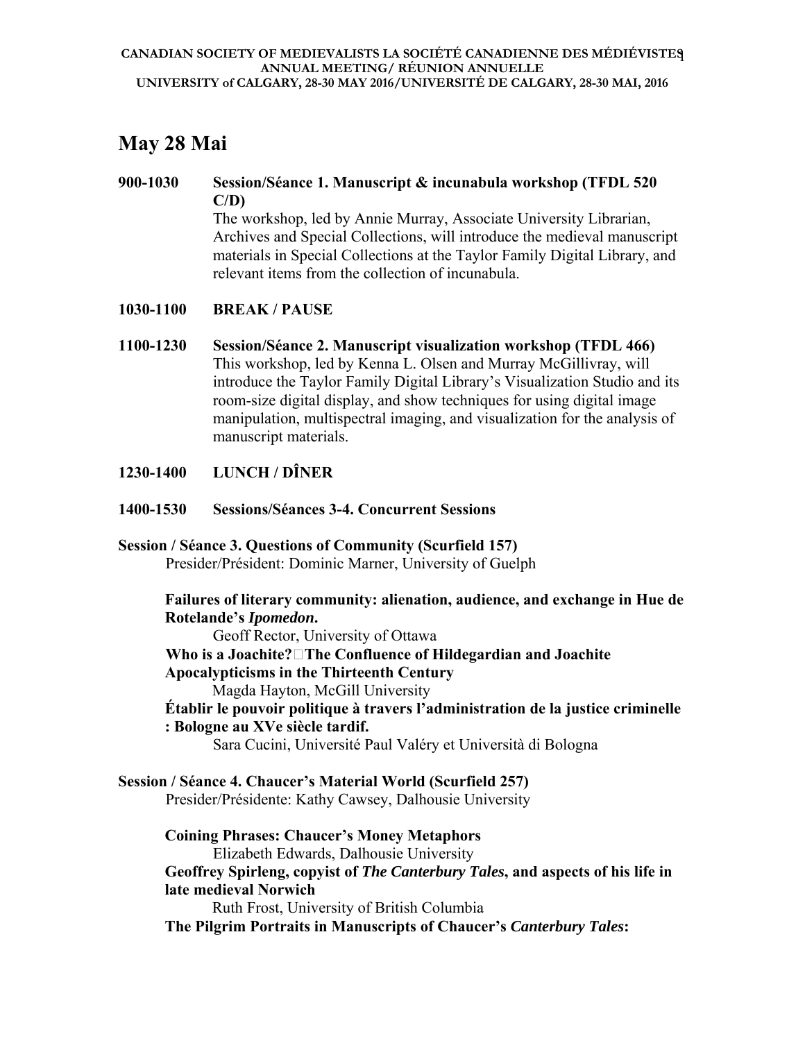**CANADIAN SOCIETY OF MEDIEVALISTS LA SOCIÉTÉ CANADIENNE DES MÉDIÉVISTES**
**ANNUAL MEETING/ RÉUNION ANNUELLE**
**UNIVERSITY of CALGARY, 28-30 MAY 2016/UNIVERSITÉ DE CALGARY, 28-30 MAI, 2016**

# May 28 Mai

**900-1030 Session/Séance 1. Manuscript & incunabula workshop (TFDL 520 C/D)**
The workshop, led by Annie Murray, Associate University Librarian, Archives and Special Collections, will introduce the medieval manuscript materials in Special Collections at the Taylor Family Digital Library, and relevant items from the collection of incunabula.

**1030-1100 BREAK / PAUSE**

**1100-1230 Session/Séance 2. Manuscript visualization workshop (TFDL 466)**
This workshop, led by Kenna L. Olsen and Murray McGillivray, will introduce the Taylor Family Digital Library's Visualization Studio and its room-size digital display, and show techniques for using digital image manipulation, multispectral imaging, and visualization for the analysis of manuscript materials.

**1230-1400 LUNCH / DÎNER**

**1400-1530 Sessions/Séances 3-4. Concurrent Sessions**

**Session / Séance 3. Questions of Community (Scurfield 157)**
Presider/Président: Dominic Marner, University of Guelph

**Failures of literary community: alienation, audience, and exchange in Hue de Rotelande's *Ipomedon*.**
Geoff Rector, University of Ottawa

**Who is a Joachite? The Confluence of Hildegardian and Joachite Apocalypticisms in the Thirteenth Century**
Magda Hayton, McGill University

**Établir le pouvoir politique à travers l'administration de la justice criminelle : Bologne au XVe siècle tardif.**
Sara Cucini, Université Paul Valéry et Università di Bologna

**Session / Séance 4. Chaucer's Material World (Scurfield 257)**
Presider/Présidente: Kathy Cawsey, Dalhousie University

**Coining Phrases: Chaucer's Money Metaphors**
Elizabeth Edwards, Dalhousie University

**Geoffrey Spirleng, copyist of *The Canterbury Tales*, and aspects of his life in late medieval Norwich**
Ruth Frost, University of British Columbia

**The Pilgrim Portraits in Manuscripts of Chaucer's *Canterbury Tales*:**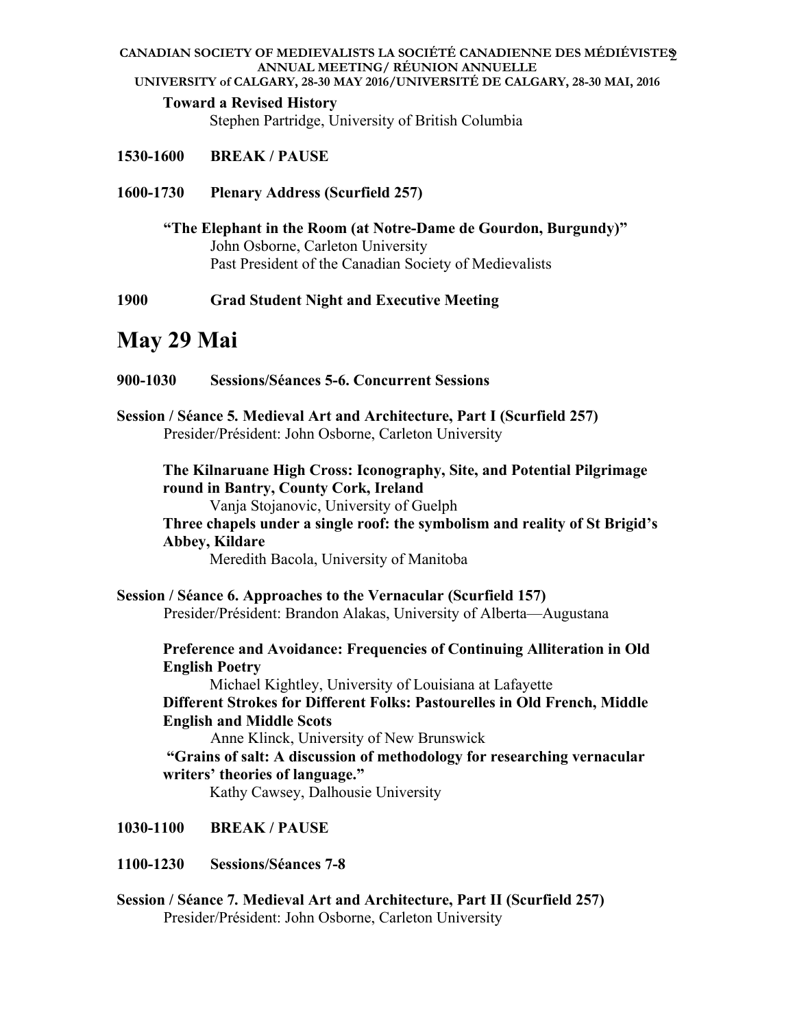**Toward a Revised History**
Stephen Partridge, University of British Columbia

**1530-1600 BREAK / PAUSE**

**1600-1730 Plenary Address (Scurfield 257)**

**"The Elephant in the Room (at Notre-Dame de Gourdon, Burgundy)"**
John Osborne, Carleton University
Past President of the Canadian Society of Medievalists

**1900 Grad Student Night and Executive Meeting**

# May 29 Mai

**900-1030 Sessions/Séances 5-6. Concurrent Sessions**

**Session / Séance 5. Medieval Art and Architecture, Part I (Scurfield 257)**
Presider/Président: John Osborne, Carleton University

**The Kilnaruane High Cross: Iconography, Site, and Potential Pilgrimage round in Bantry, County Cork, Ireland**
Vanja Stojanovic, University of Guelph

**Three chapels under a single roof: the symbolism and reality of St Brigid's Abbey, Kildare**
Meredith Bacola, University of Manitoba

**Session / Séance 6. Approaches to the Vernacular (Scurfield 157)**
Presider/Président: Brandon Alakas, University of Alberta—Augustana

**Preference and Avoidance: Frequencies of Continuing Alliteration in Old English Poetry**
Michael Kightley, University of Louisiana at Lafayette

**Different Strokes for Different Folks: Pastourelles in Old French, Middle English and Middle Scots**
Anne Klinck, University of New Brunswick

**"Grains of salt: A discussion of methodology for researching vernacular writers' theories of language."**
Kathy Cawsey, Dalhousie University

**1030-1100 BREAK / PAUSE**

**1100-1230 Sessions/Séances 7-8**

**Session / Séance 7. Medieval Art and Architecture, Part II (Scurfield 257)**
Presider/Président: John Osborne, Carleton University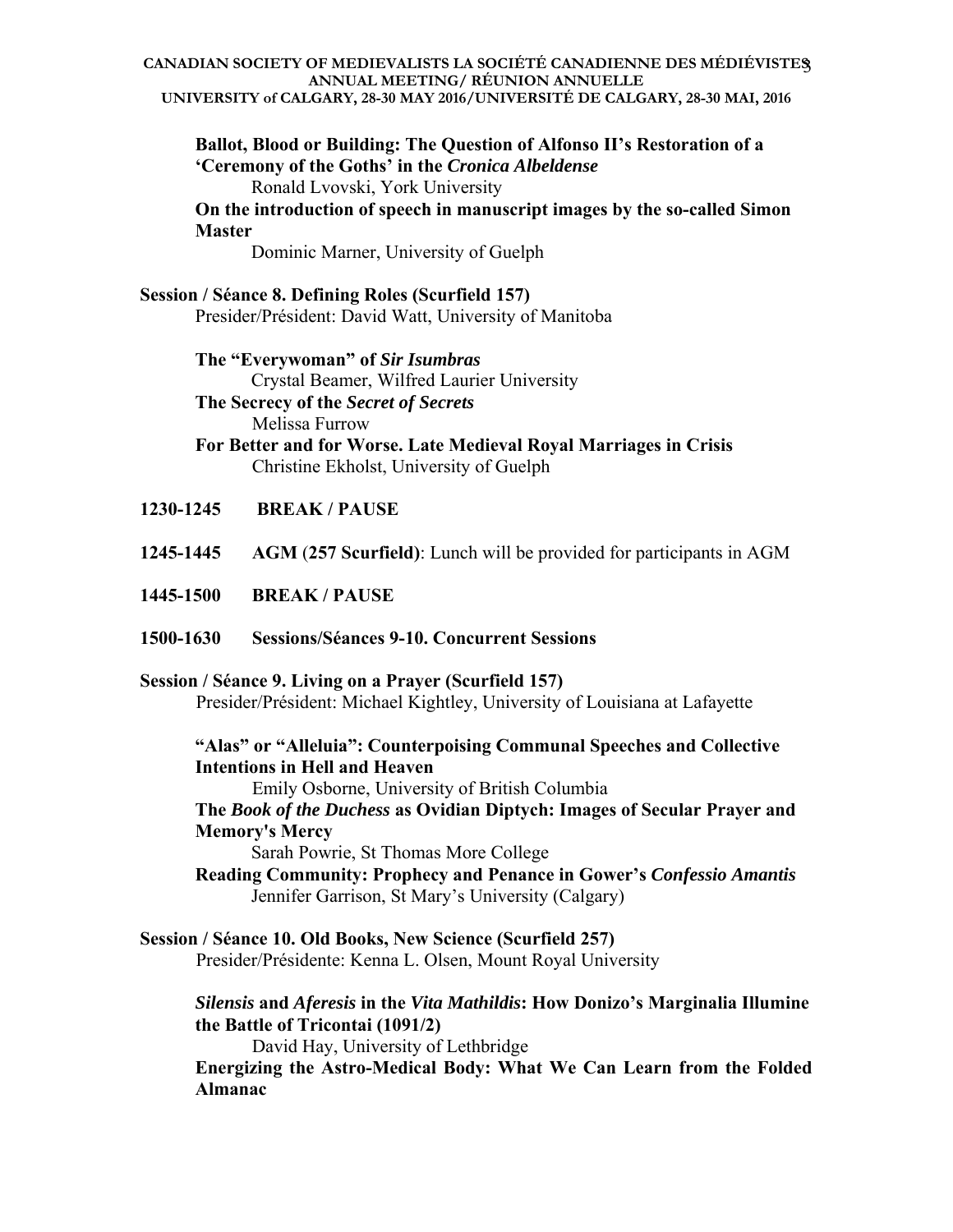**Ballot, Blood or Building: The Question of Alfonso II's Restoration of a 'Ceremony of the Goths' in the *Cronica Albeldense***
Ronald Lvovski, York University

**On the introduction of speech in manuscript images by the so-called Simon Master**
Dominic Marner, University of Guelph

**Session / Séance 8. Defining Roles (Scurfield 157)**
Presider/Président: David Watt, University of Manitoba

**The "Everywoman" of *Sir Isumbras***
Crystal Beamer, Wilfred Laurier University

**The Secrecy of the *Secret of Secrets***
Melissa Furrow

**For Better and for Worse. Late Medieval Royal Marriages in Crisis**
Christine Ekholst, University of Guelph

**1230-1245 BREAK / PAUSE**

**1245-1445 AGM** (**257 Scurfield**): Lunch will be provided for participants in AGM

**1445-1500 BREAK / PAUSE**

**1500-1630 Sessions/Séances 9-10. Concurrent Sessions**

**Session / Séance 9. Living on a Prayer (Scurfield 157)**
Presider/Président: Michael Kightley, University of Louisiana at Lafayette

**"Alas" or "Alleluia": Counterpoising Communal Speeches and Collective Intentions in Hell and Heaven**
Emily Osborne, University of British Columbia

**The *Book of the Duchess* as Ovidian Diptych: Images of Secular Prayer and Memory's Mercy**
Sarah Powrie, St Thomas More College

**Reading Community: Prophecy and Penance in Gower's *Confessio Amantis***
Jennifer Garrison, St Mary's University (Calgary)

**Session / Séance 10. Old Books, New Science (Scurfield 257)**
Presider/Présidente: Kenna L. Olsen, Mount Royal University

***Silensis* and *Aferesis* in the *Vita Mathildis*: How Donizo's Marginalia Illumine the Battle of Tricontai (1091/2)**
David Hay, University of Lethbridge

**Energizing the Astro-Medical Body: What We Can Learn from the Folded Almanac**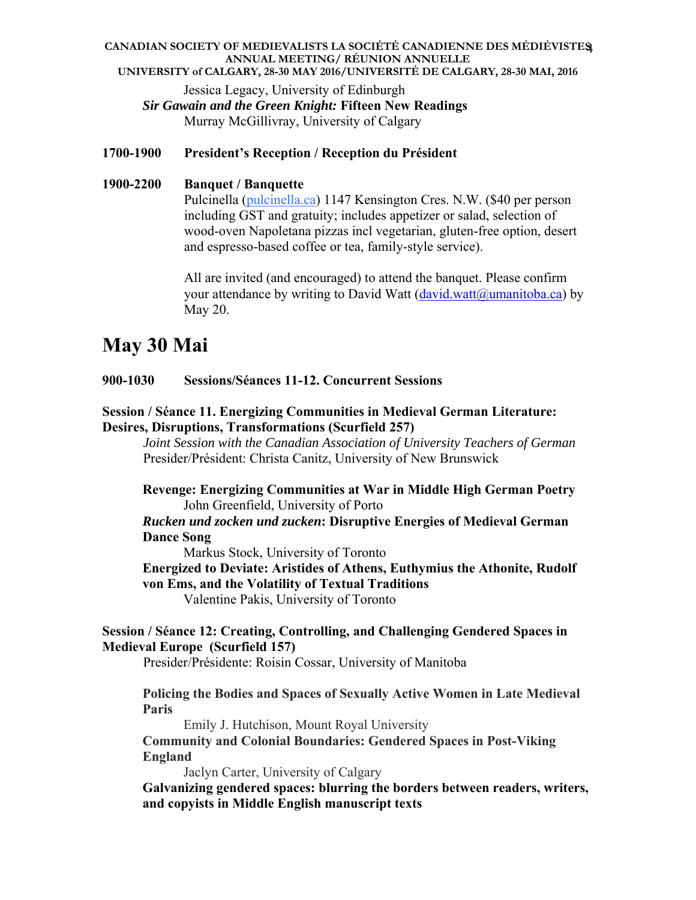Jessica Legacy, University of Edinburgh

***Sir Gawain and the Green Knight:* Fifteen New Readings**
Murray McGillivray, University of Calgary

**1700-1900 President's Reception / Reception du Président**

**1900-2200 Banquet / Banquette**

Pulcinella (pulcinella.ca) 1147 Kensington Cres. N.W. ($40 per person including GST and gratuity; includes appetizer or salad, selection of wood-oven Napoletana pizzas incl vegetarian, gluten-free option, desert and espresso-based coffee or tea, family-style service).

All are invited (and encouraged) to attend the banquet. Please confirm your attendance by writing to David Watt (david.watt@umanitoba.ca) by May 20.

# May 30 Mai

**900-1030 Sessions/Séances 11-12. Concurrent Sessions**

**Session / Séance 11. Energizing Communities in Medieval German Literature: Desires, Disruptions, Transformations (Scurfield 257)**

*Joint Session with the Canadian Association of University Teachers of German*
Presider/Président: Christa Canitz, University of New Brunswick

**Revenge: Energizing Communities at War in Middle High German Poetry**
John Greenfield, University of Porto

***Rucken und zocken und zucken*: Disruptive Energies of Medieval German Dance Song**
Markus Stock, University of Toronto

**Energized to Deviate: Aristides of Athens, Euthymius the Athonite, Rudolf von Ems, and the Volatility of Textual Traditions**
Valentine Pakis, University of Toronto

**Session / Séance 12: Creating, Controlling, and Challenging Gendered Spaces in Medieval Europe (Scurfield 157)**

Presider/Présidente: Roisin Cossar, University of Manitoba

**Policing the Bodies and Spaces of Sexually Active Women in Late Medieval Paris**
Emily J. Hutchison, Mount Royal University

**Community and Colonial Boundaries: Gendered Spaces in Post-Viking England**
Jaclyn Carter, University of Calgary

**Galvanizing gendered spaces: blurring the borders between readers, writers, and copyists in Middle English manuscript texts**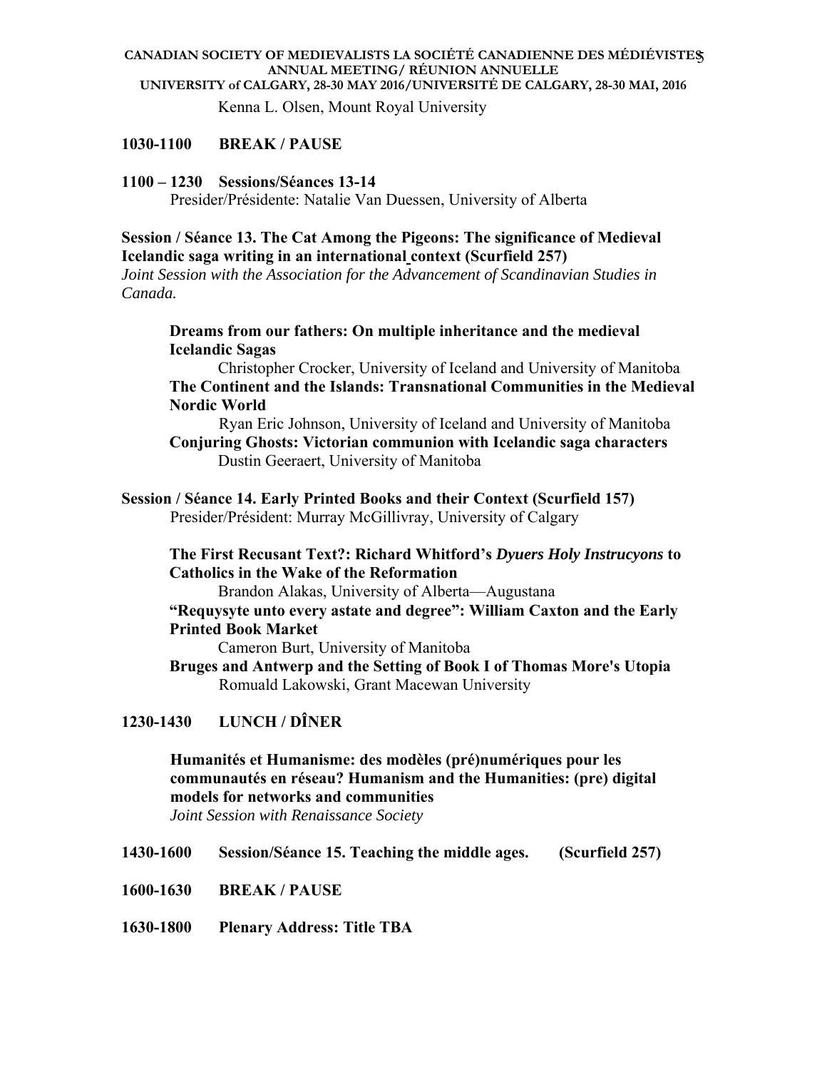Kenna L. Olsen, Mount Royal University

**1030-1100 BREAK / PAUSE**

**1100 – 1230 Sessions/Séances 13-14**

Presider/Présidente: Natalie Van Duessen, University of Alberta

**Session / Séance 13. The Cat Among the Pigeons: The significance of Medieval Icelandic saga writing in an international context (Scurfield 257)**

*Joint Session with the Association for the Advancement of Scandinavian Studies in Canada.*

**Dreams from our fathers: On multiple inheritance and the medieval Icelandic Sagas**

Christopher Crocker, University of Iceland and University of Manitoba

**The Continent and the Islands: Transnational Communities in the Medieval Nordic World**

Ryan Eric Johnson, University of Iceland and University of Manitoba

**Conjuring Ghosts: Victorian communion with Icelandic saga characters**

Dustin Geeraert, University of Manitoba

**Session / Séance 14. Early Printed Books and their Context (Scurfield 157)**

Presider/Président: Murray McGillivray, University of Calgary

**The First Recusant Text?: Richard Whitford's *Dyuers Holy Instrucyons* to Catholics in the Wake of the Reformation**

Brandon Alakas, University of Alberta—Augustana

**"Requysyte unto every astate and degree": William Caxton and the Early Printed Book Market**

Cameron Burt, University of Manitoba

**Bruges and Antwerp and the Setting of Book I of Thomas More's Utopia**

Romuald Lakowski, Grant Macewan University

**1230-1430 LUNCH / DÎNER**

**Humanités et Humanisme: des modèles (pré)numériques pour les communautés en réseau? Humanism and the Humanities: (pre) digital models for networks and communities**

*Joint Session with Renaissance Society*

**1430-1600 Session/Séance 15. Teaching the middle ages. (Scurfield 257)**

**1600-1630 BREAK / PAUSE**

**1630-1800 Plenary Address: Title TBA**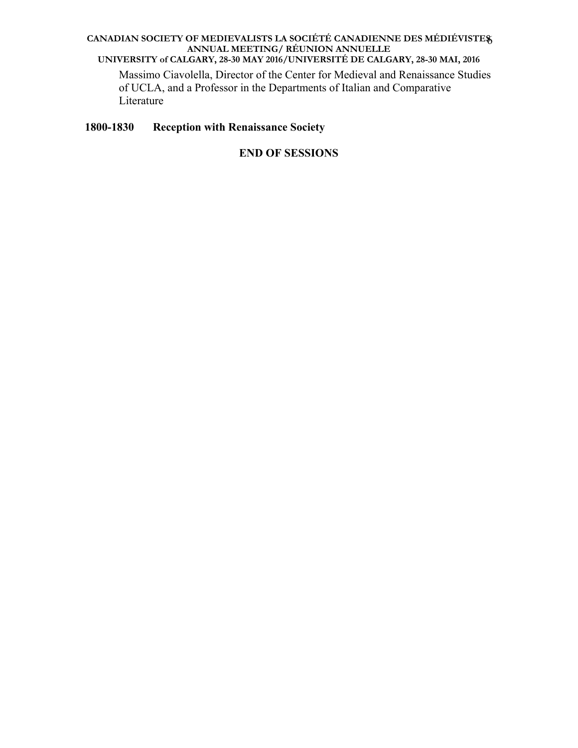Massimo Ciavolella, Director of the Center for Medieval and Renaissance Studies of UCLA, and a Professor in the Departments of Italian and Comparative Literature

**1800-1830 Reception with Renaissance Society**

**END OF SESSIONS**